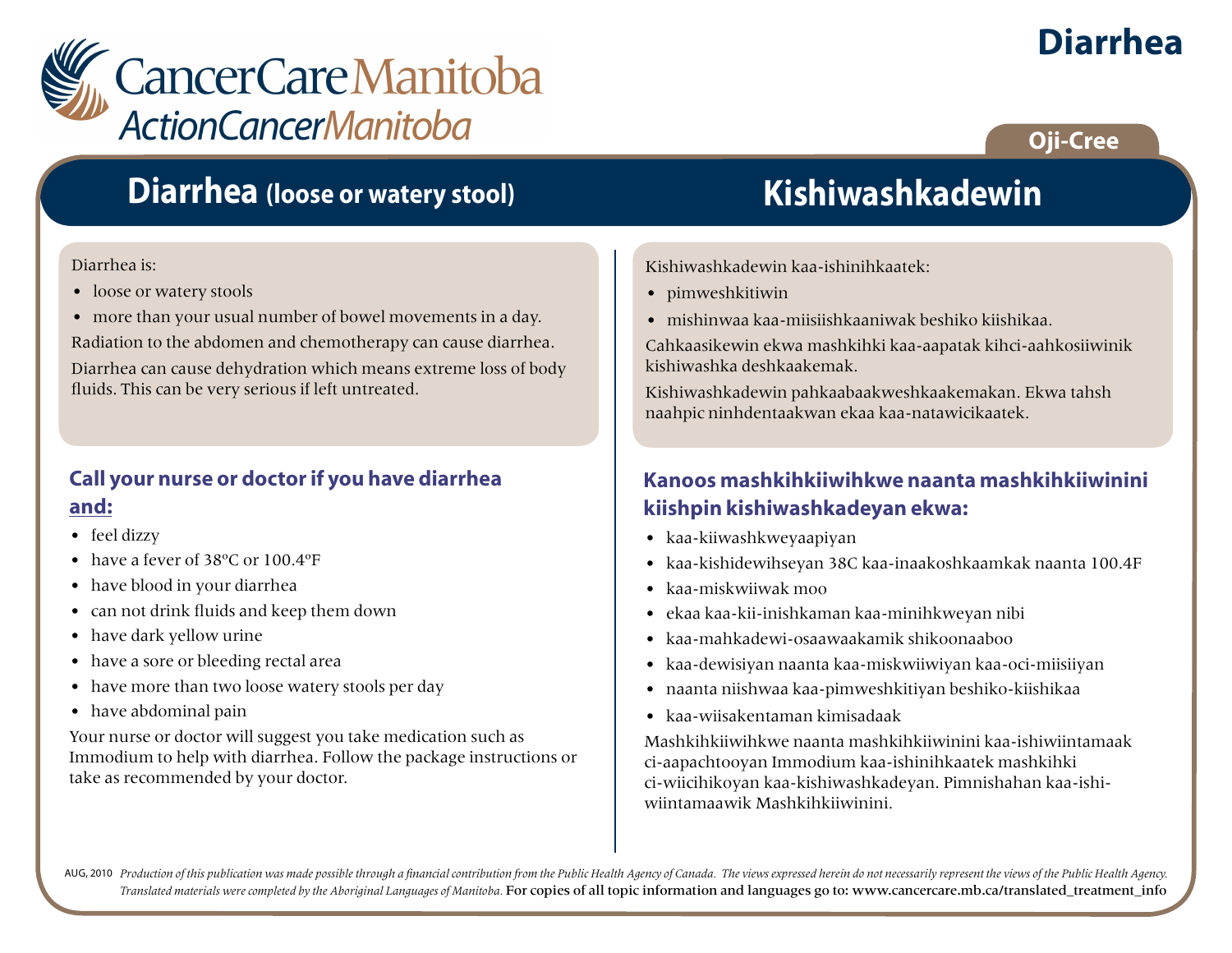CancerCare Manitoba
ActionCancerManitoba

# Diarrhea

Oji-Cree

## Diarrhea (loose or watery stool)

Diarrhea is:

- loose or watery stools
- more than your usual number of bowel movements in a day.

Radiation to the abdomen and chemotherapy can cause diarrhea.

Diarrhea can cause dehydration which means extreme loss of body fluids. This can be very serious if left untreated.

### Call your nurse or doctor if you have diarrhea and:

- feel dizzy
- have a fever of 38ºC or 100.4ºF
- have blood in your diarrhea
- can not drink fluids and keep them down
- have dark yellow urine
- have a sore or bleeding rectal area
- have more than two loose watery stools per day
- have abdominal pain

Your nurse or doctor will suggest you take medication such as Immodium to help with diarrhea. Follow the package instructions or take as recommended by your doctor.

## Kishiwashkadewin

Kishiwashkadewin kaa-ishinihkaatek:

- pimweshkitiwin
- mishinwaa kaa-miisiishkaaniwak beshiko kiishikaa.

Cahkaasikewin ekwa mashkihki kaa-aapatak kihci-aahkosiiwinik kishiwashka deshkaakemak.

Kishiwashkadewin pahkaabaakweshkaakemakan. Ekwa tahsh naahpic ninhdentaakwan ekaa kaa-natawicikaatek.

### Kanoos mashkihkiiwihkwe naanta mashkihkiiwinini kiishpin kishiwashkadeyan ekwa:

- kaa-kiiwashkweyaapiyan
- kaa-kishidewihseyan 38C kaa-inaakoshkaamkak naanta 100.4F
- kaa-miskwiiwak moo
- ekaa kaa-kii-inishkaman kaa-minihkweyan nibi
- kaa-mahkadewi-osaawaakamik shikoonaaboo
- kaa-dewisiyan naanta kaa-miskwiiwiyan kaa-oci-miisiiyan
- naanta niishwaa kaa-pimweshkitiyan beshiko-kiishikaa
- kaa-wiisakentaman kimisadaak

Mashkihkiiwihkwe naanta mashkihkiiwinini kaa-ishiwiintamaak ci-aapachtooyan Immodium kaa-ishinihkaatek mashkihki ci-wiicihikoyan kaa-kishiwashkadeyan. Pimnishahan kaa-ishi-wiintamaawik Mashkihkiiwinini.

AUG, 2010 *Production of this publication was made possible through a financial contribution from the Public Health Agency of Canada. The views expressed herein do not necessarily represent the views of the Public Health Agency. Translated materials were completed by the Aboriginal Languages of Manitoba.* For copies of all topic information and languages go to: www.cancercare.mb.ca/translated_treatment_info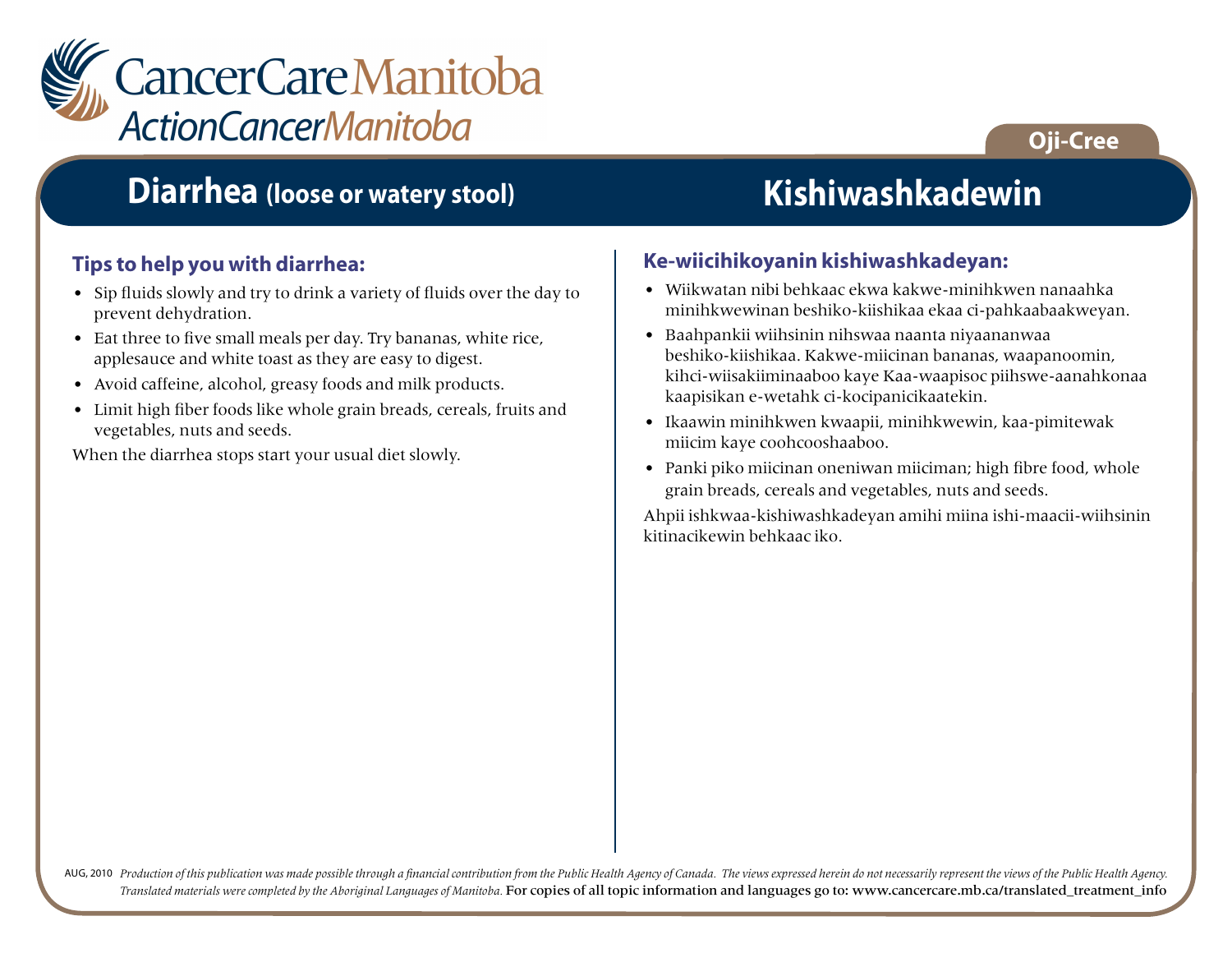CancerCare Manitoba
ActionCancerManitoba

Oji-Cree

# Diarrhea (loose or watery stool)

## Tips to help you with diarrhea:

- Sip fluids slowly and try to drink a variety of fluids over the day to prevent dehydration.
- Eat three to five small meals per day. Try bananas, white rice, applesauce and white toast as they are easy to digest.
- Avoid caffeine, alcohol, greasy foods and milk products.
- Limit high fiber foods like whole grain breads, cereals, fruits and vegetables, nuts and seeds.

When the diarrhea stops start your usual diet slowly.

# Kishiwashkadewin

## Ke-wiicihikoyanin kishiwashkadeyan:

- Wiikwatan nibi behkaac ekwa kakwe-minihkwen nanaahka minihkwewinan beshiko-kiishikaa ekaa ci-pahkaabaakweyan.
- Baahpankii wiihsinin nihswaa naanta niyaananwaa beshiko-kiishikaa. Kakwe-miicinan bananas, waapanoomin, kihci-wiisakiiminaaboo kaye Kaa-waapisoc piihswe-aanahkonaa kaapisikan e-wetahk ci-kocipanicikaatekin.
- Ikaawin minihkwen kwaapii, minihkwewin, kaa-pimitewak miicim kaye coohcooshaaboo.
- Panki piko miicinan oneniwan miiciman; high fibre food, whole grain breads, cereals and vegetables, nuts and seeds.

Ahpii ishkwaa-kishiwashkadeyan amihi miina ishi-maacii-wiihsinin kitinacikewin behkaac iko.

AUG, 2010 *Production of this publication was made possible through a financial contribution from the Public Health Agency of Canada. The views expressed herein do not necessarily represent the views of the Public Health Agency. Translated materials were completed by the Aboriginal Languages of Manitoba.* For copies of all topic information and languages go to: www.cancercare.mb.ca/translated_treatment_info